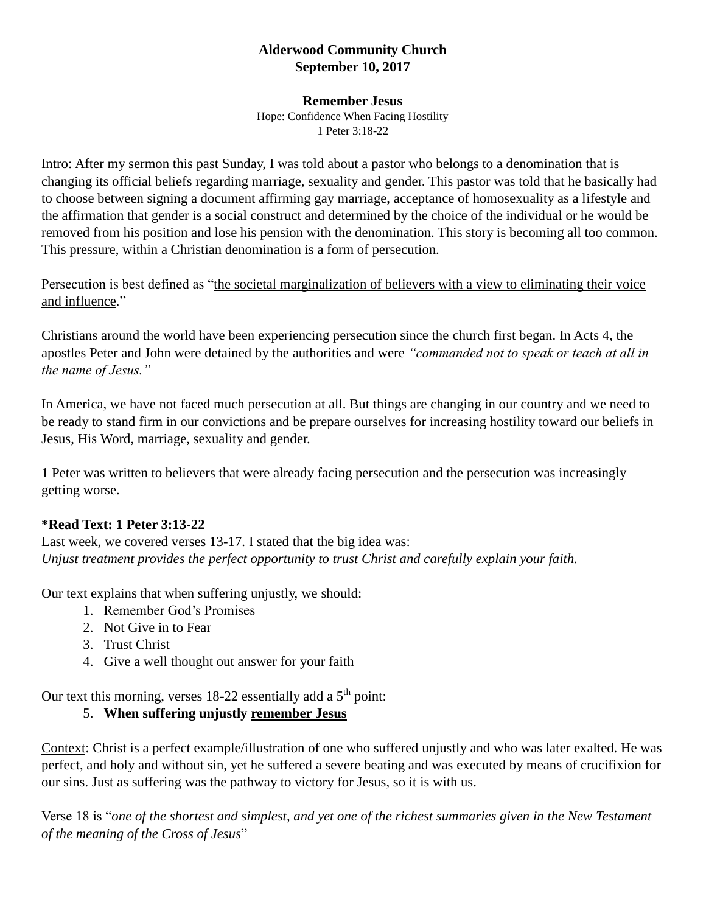**Alderwood Community Church**
**September 10, 2017**

**Remember Jesus**

Hope: Confidence When Facing Hostility
1 Peter 3:18-22

Intro: After my sermon this past Sunday, I was told about a pastor who belongs to a denomination that is changing its official beliefs regarding marriage, sexuality and gender. This pastor was told that he basically had to choose between signing a document affirming gay marriage, acceptance of homosexuality as a lifestyle and the affirmation that gender is a social construct and determined by the choice of the individual or he would be removed from his position and lose his pension with the denomination. This story is becoming all too common. This pressure, within a Christian denomination is a form of persecution.

Persecution is best defined as "the societal marginalization of believers with a view to eliminating their voice and influence."

Christians around the world have been experiencing persecution since the church first began. In Acts 4, the apostles Peter and John were detained by the authorities and were *"commanded not to speak or teach at all in the name of Jesus."*

In America, we have not faced much persecution at all. But things are changing in our country and we need to be ready to stand firm in our convictions and be prepare ourselves for increasing hostility toward our beliefs in Jesus, His Word, marriage, sexuality and gender.

1 Peter was written to believers that were already facing persecution and the persecution was increasingly getting worse.

**\*Read Text: 1 Peter 3:13-22**

Last week, we covered verses 13-17. I stated that the big idea was:
*Unjust treatment provides the perfect opportunity to trust Christ and carefully explain your faith.*

Our text explains that when suffering unjustly, we should:

1. Remember God's Promises
2. Not Give in to Fear
3. Trust Christ
4. Give a well thought out answer for your faith

Our text this morning, verses 18-22 essentially add a 5th point:

5. **When suffering unjustly remember Jesus**

Context: Christ is a perfect example/illustration of one who suffered unjustly and who was later exalted. He was perfect, and holy and without sin, yet he suffered a severe beating and was executed by means of crucifixion for our sins. Just as suffering was the pathway to victory for Jesus, so it is with us.

Verse 18 is "*one of the shortest and simplest, and yet one of the richest summaries given in the New Testament of the meaning of the Cross of Jesus*"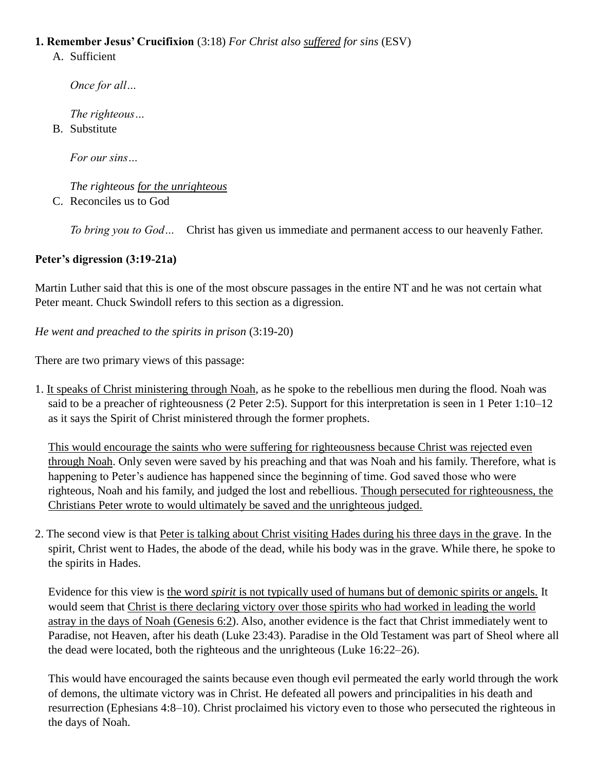**1. Remember Jesus' Crucifixion** (3:18) *For Christ also <u>suffered</u> for sins* (ESV)

A. Sufficient

*Once for all…*

*The righteous…*

B. Substitute

*For our sins…*

*The righteous <u>for the unrighteous</u>*

C. Reconciles us to God

*To bring you to God…* Christ has given us immediate and permanent access to our heavenly Father.

**Peter's digression (3:19-21a)**

Martin Luther said that this is one of the most obscure passages in the entire NT and he was not certain what Peter meant. Chuck Swindoll refers to this section as a digression.

*He went and preached to the spirits in prison* (3:19-20)

There are two primary views of this passage:

1. <u>It speaks of Christ ministering through Noah</u>, as he spoke to the rebellious men during the flood. Noah was said to be a preacher of righteousness (2 Peter 2:5). Support for this interpretation is seen in 1 Peter 1:10–12 as it says the Spirit of Christ ministered through the former prophets.

   <u>This would encourage the saints who were suffering for righteousness because Christ was rejected even through Noah</u>. Only seven were saved by his preaching and that was Noah and his family. Therefore, what is happening to Peter's audience has happened since the beginning of time. God saved those who were righteous, Noah and his family, and judged the lost and rebellious. <u>Though persecuted for righteousness, the Christians Peter wrote to would ultimately be saved and the unrighteous judged.</u>

2. The second view is that <u>Peter is talking about Christ visiting Hades during his three days in the grave</u>. In the spirit, Christ went to Hades, the abode of the dead, while his body was in the grave. While there, he spoke to the spirits in Hades.

   Evidence for this view is <u>the word *spirit* is not typically used of humans but of demonic spirits or angels.</u> It would seem that <u>Christ is there declaring victory over those spirits who had worked in leading the world astray in the days of Noah (Genesis 6:2)</u>. Also, another evidence is the fact that Christ immediately went to Paradise, not Heaven, after his death (Luke 23:43). Paradise in the Old Testament was part of Sheol where all the dead were located, both the righteous and the unrighteous (Luke 16:22–26).

   This would have encouraged the saints because even though evil permeated the early world through the work of demons, the ultimate victory was in Christ. He defeated all powers and principalities in his death and resurrection (Ephesians 4:8–10). Christ proclaimed his victory even to those who persecuted the righteous in the days of Noah.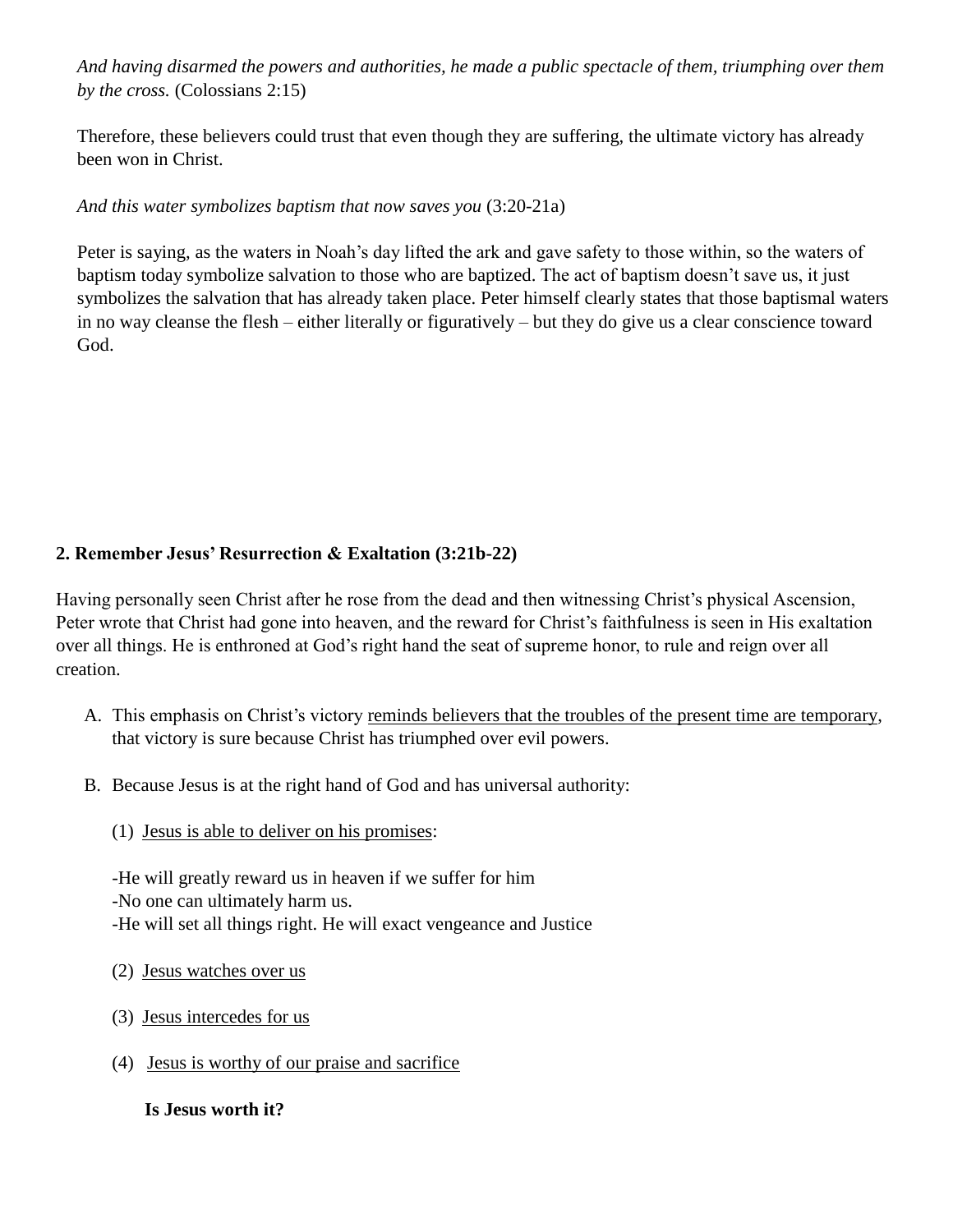*And having disarmed the powers and authorities, he made a public spectacle of them, triumphing over them by the cross.* (Colossians 2:15)

Therefore, these believers could trust that even though they are suffering, the ultimate victory has already been won in Christ.

*And this water symbolizes baptism that now saves you* (3:20-21a)

Peter is saying, as the waters in Noah's day lifted the ark and gave safety to those within, so the waters of baptism today symbolize salvation to those who are baptized. The act of baptism doesn't save us, it just symbolizes the salvation that has already taken place. Peter himself clearly states that those baptismal waters in no way cleanse the flesh – either literally or figuratively – but they do give us a clear conscience toward God.

**2. Remember Jesus' Resurrection & Exaltation (3:21b-22)**

Having personally seen Christ after he rose from the dead and then witnessing Christ's physical Ascension, Peter wrote that Christ had gone into heaven, and the reward for Christ's faithfulness is seen in His exaltation over all things. He is enthroned at God's right hand the seat of supreme honor, to rule and reign over all creation.

A. This emphasis on Christ's victory <u>reminds believers that the troubles of the present time are temporary</u>, that victory is sure because Christ has triumphed over evil powers.

B. Because Jesus is at the right hand of God and has universal authority:

(1) <u>Jesus is able to deliver on his promises</u>:

-He will greatly reward us in heaven if we suffer for him
-No one can ultimately harm us.
-He will set all things right. He will exact vengeance and Justice

(2) <u>Jesus watches over us</u>

(3) <u>Jesus intercedes for us</u>

(4) <u>Jesus is worthy of our praise and sacrifice</u>

**Is Jesus worth it?**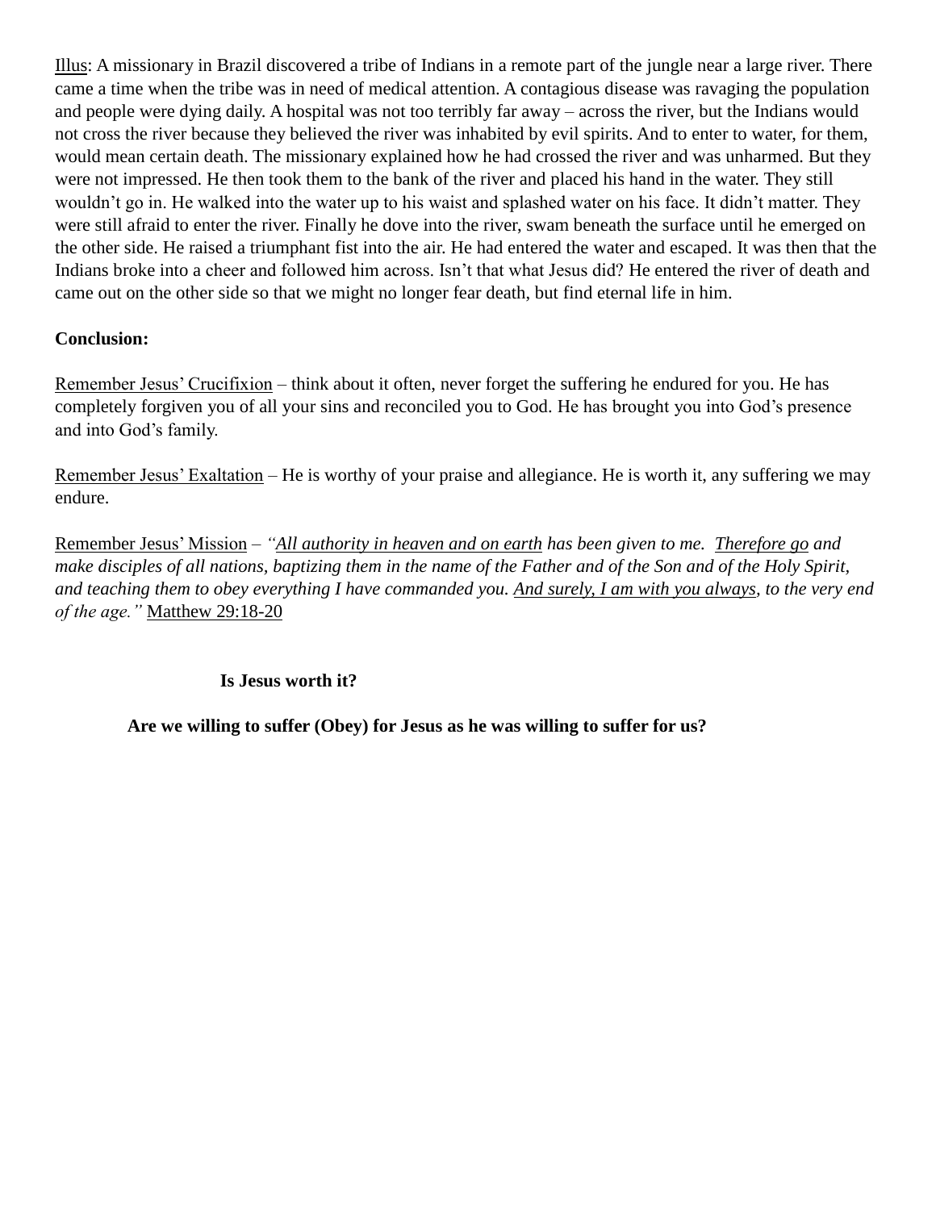<u>Illus</u>: A missionary in Brazil discovered a tribe of Indians in a remote part of the jungle near a large river. There came a time when the tribe was in need of medical attention. A contagious disease was ravaging the population and people were dying daily. A hospital was not too terribly far away – across the river, but the Indians would not cross the river because they believed the river was inhabited by evil spirits. And to enter to water, for them, would mean certain death. The missionary explained how he had crossed the river and was unharmed. But they were not impressed. He then took them to the bank of the river and placed his hand in the water. They still wouldn't go in. He walked into the water up to his waist and splashed water on his face. It didn't matter. They were still afraid to enter the river. Finally he dove into the river, swam beneath the surface until he emerged on the other side. He raised a triumphant fist into the air. He had entered the water and escaped. It was then that the Indians broke into a cheer and followed him across. Isn't that what Jesus did? He entered the river of death and came out on the other side so that we might no longer fear death, but find eternal life in him.

**Conclusion:**

<u>Remember Jesus' Crucifixion</u> – think about it often, never forget the suffering he endured for you. He has completely forgiven you of all your sins and reconciled you to God. He has brought you into God's presence and into God's family.

<u>Remember Jesus' Exaltation</u> – He is worthy of your praise and allegiance. He is worth it, any suffering we may endure.

<u>Remember Jesus' Mission</u> – *"<u>All authority in heaven and on earth</u> has been given to me. <u>Therefore go</u> and make disciples of all nations, baptizing them in the name of the Father and of the Son and of the Holy Spirit, and teaching them to obey everything I have commanded you. <u>And surely, I am with you always</u>, to the very end of the age."* <u>Matthew 29:18-20</u>

**Is Jesus worth it?**

**Are we willing to suffer (Obey) for Jesus as he was willing to suffer for us?**